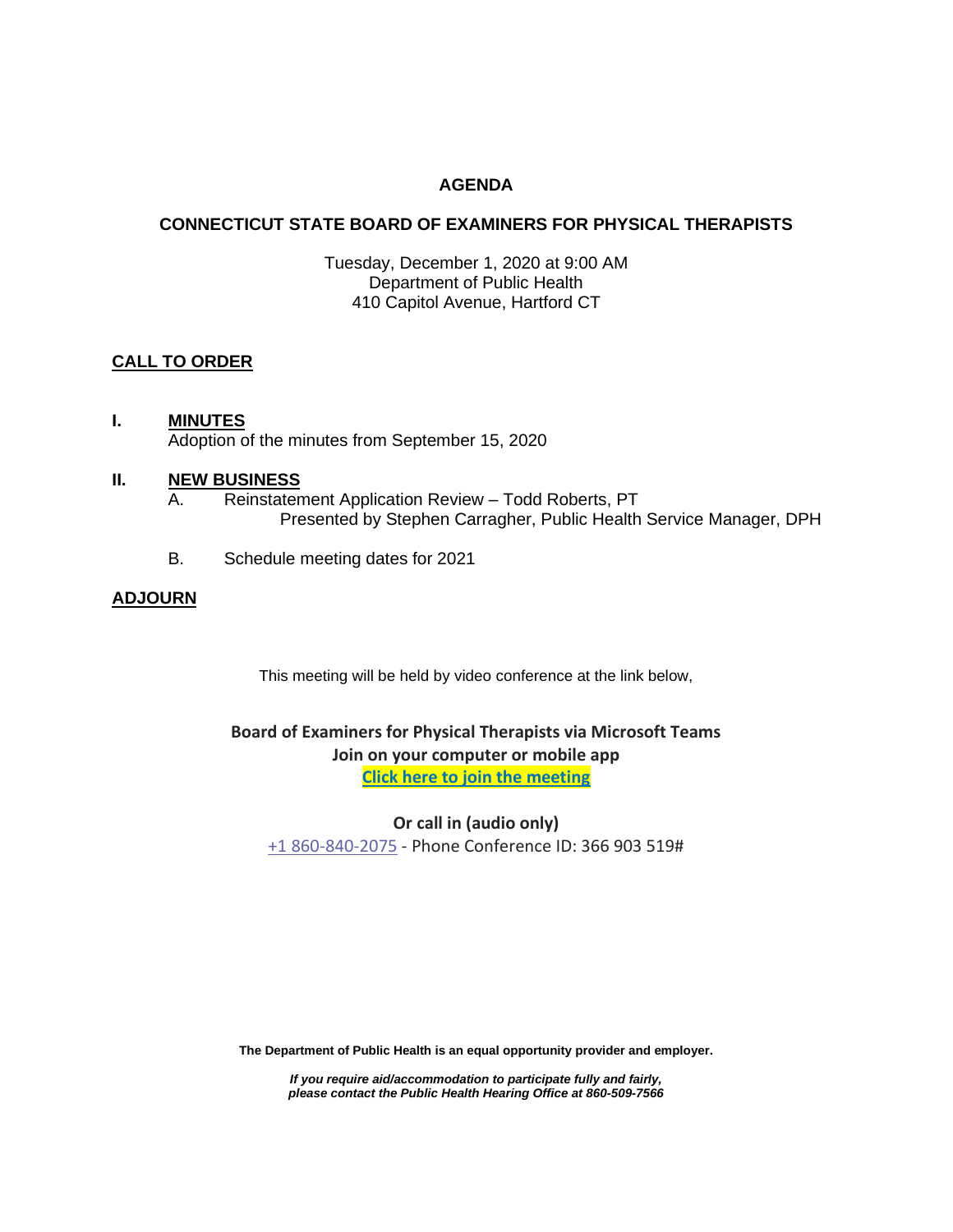# AGENDA

## CONNECTICUT STATE BOARD OF EXAMINERS FOR PHYSICAL THERAPISTS

Tuesday, December 1, 2020 at 9:00 AM
Department of Public Health
410 Capitol Avenue, Hartford CT

**CALL TO ORDER**

**I. MINUTES**
Adoption of the minutes from September 15, 2020

**II. NEW BUSINESS**

A. Reinstatement Application Review – Todd Roberts, PT
Presented by Stephen Carragher, Public Health Service Manager, DPH

B. Schedule meeting dates for 2021

**ADJOURN**

This meeting will be held by video conference at the link below,

**Board of Examiners for Physical Therapists via Microsoft Teams**
**Join on your computer or mobile app**
**Click here to join the meeting**

**Or call in (audio only)**
+1 860-840-2075 - Phone Conference ID: 366 903 519#

**The Department of Public Health is an equal opportunity provider and employer.**

***If you require aid/accommodation to participate fully and fairly, please contact the Public Health Hearing Office at 860-509-7566***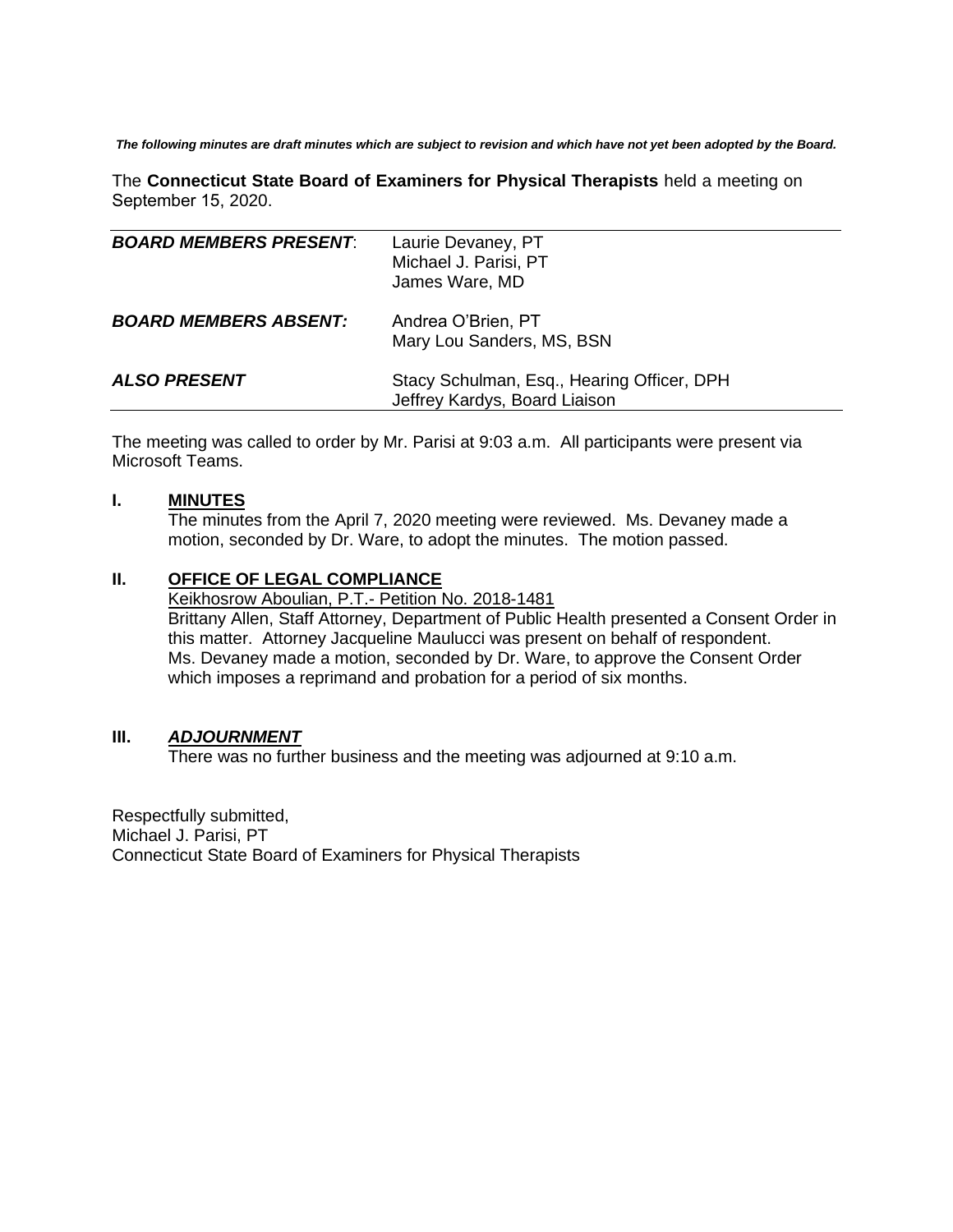***The following minutes are draft minutes which are subject to revision and which have not yet been adopted by the Board.***

The **Connecticut State Board of Examiners for Physical Therapists** held a meeting on September 15, 2020.

| | |
|---|---|
| ***BOARD MEMBERS PRESENT*:** | Laurie Devaney, PT<br>Michael J. Parisi, PT<br>James Ware, MD |
| ***BOARD MEMBERS ABSENT:*** | Andrea O'Brien, PT<br>Mary Lou Sanders, MS, BSN |
| ***ALSO PRESENT*** | Stacy Schulman, Esq., Hearing Officer, DPH<br>Jeffrey Kardys, Board Liaison |

The meeting was called to order by Mr. Parisi at 9:03 a.m. All participants were present via Microsoft Teams.

## I. MINUTES

The minutes from the April 7, 2020 meeting were reviewed. Ms. Devaney made a motion, seconded by Dr. Ware, to adopt the minutes. The motion passed.

## II. OFFICE OF LEGAL COMPLIANCE

Keikhosrow Aboulian, P.T.- Petition No. 2018-1481

Brittany Allen, Staff Attorney, Department of Public Health presented a Consent Order in this matter. Attorney Jacqueline Maulucci was present on behalf of respondent. Ms. Devaney made a motion, seconded by Dr. Ware, to approve the Consent Order which imposes a reprimand and probation for a period of six months.

## III. *ADJOURNMENT*

There was no further business and the meeting was adjourned at 9:10 a.m.

Respectfully submitted,
Michael J. Parisi, PT
Connecticut State Board of Examiners for Physical Therapists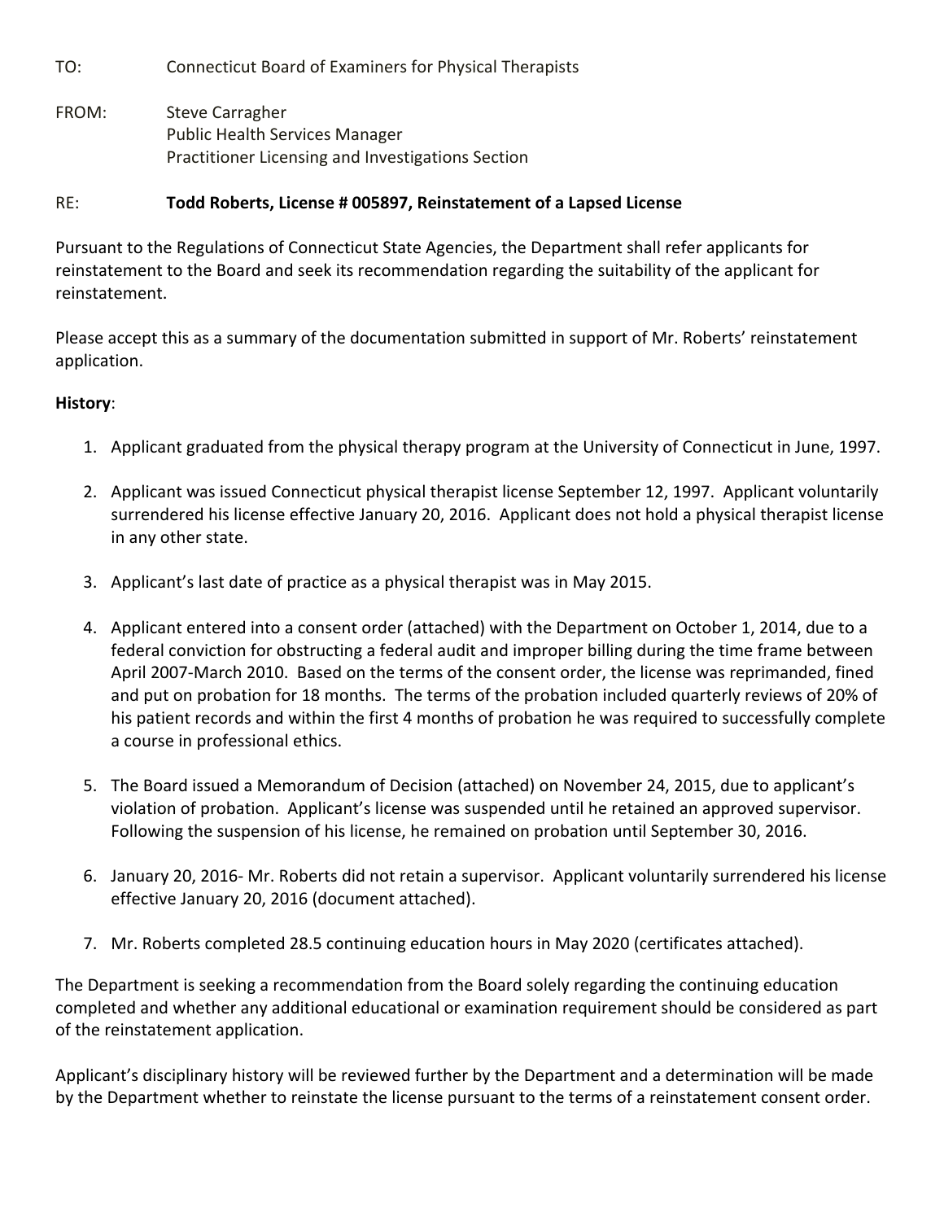TO: Connecticut Board of Examiners for Physical Therapists

FROM: Steve Carragher
Public Health Services Manager
Practitioner Licensing and Investigations Section

RE: **Todd Roberts, License # 005897, Reinstatement of a Lapsed License**

Pursuant to the Regulations of Connecticut State Agencies, the Department shall refer applicants for reinstatement to the Board and seek its recommendation regarding the suitability of the applicant for reinstatement.

Please accept this as a summary of the documentation submitted in support of Mr. Roberts' reinstatement application.

**History**:

1. Applicant graduated from the physical therapy program at the University of Connecticut in June, 1997.

2. Applicant was issued Connecticut physical therapist license September 12, 1997. Applicant voluntarily surrendered his license effective January 20, 2016. Applicant does not hold a physical therapist license in any other state.

3. Applicant's last date of practice as a physical therapist was in May 2015.

4. Applicant entered into a consent order (attached) with the Department on October 1, 2014, due to a federal conviction for obstructing a federal audit and improper billing during the time frame between April 2007-March 2010. Based on the terms of the consent order, the license was reprimanded, fined and put on probation for 18 months. The terms of the probation included quarterly reviews of 20% of his patient records and within the first 4 months of probation he was required to successfully complete a course in professional ethics.

5. The Board issued a Memorandum of Decision (attached) on November 24, 2015, due to applicant's violation of probation. Applicant's license was suspended until he retained an approved supervisor. Following the suspension of his license, he remained on probation until September 30, 2016.

6. January 20, 2016- Mr. Roberts did not retain a supervisor. Applicant voluntarily surrendered his license effective January 20, 2016 (document attached).

7. Mr. Roberts completed 28.5 continuing education hours in May 2020 (certificates attached).

The Department is seeking a recommendation from the Board solely regarding the continuing education completed and whether any additional educational or examination requirement should be considered as part of the reinstatement application.

Applicant's disciplinary history will be reviewed further by the Department and a determination will be made by the Department whether to reinstate the license pursuant to the terms of a reinstatement consent order.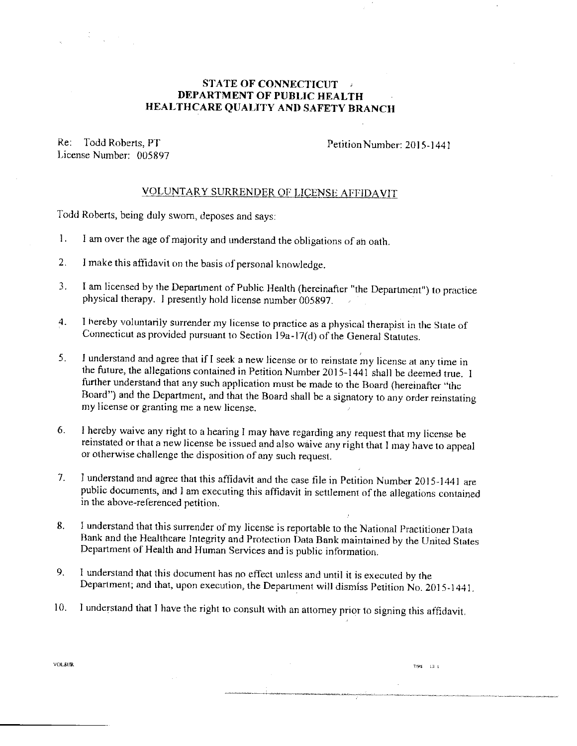**STATE OF CONNECTICUT**
**DEPARTMENT OF PUBLIC HEALTH**
**HEALTHCARE QUALITY AND SAFETY BRANCH**

Re: Todd Roberts, PT
License Number: 005897

Petition Number: 2015-1441

## VOLUNTARY SURRENDER OF LICENSE AFFIDAVIT

Todd Roberts, being duly sworn, deposes and says:

1. I am over the age of majority and understand the obligations of an oath.

2. I make this affidavit on the basis of personal knowledge.

3. I am licensed by the Department of Public Health (hereinafter "the Department") to practice physical therapy. I presently hold license number 005897.

4. I hereby voluntarily surrender my license to practice as a physical therapist in the State of Connecticut as provided pursuant to Section 19a-17(d) of the General Statutes.

5. I understand and agree that if I seek a new license or to reinstate my license at any time in the future, the allegations contained in Petition Number 2015-1441 shall be deemed true. I further understand that any such application must be made to the Board (hereinafter "the Board") and the Department, and that the Board shall be a signatory to any order reinstating my license or granting me a new license.

6. I hereby waive any right to a hearing I may have regarding any request that my license be reinstated or that a new license be issued and also waive any right that I may have to appeal or otherwise challenge the disposition of any such request.

7. I understand and agree that this affidavit and the case file in Petition Number 2015-1441 are public documents, and I am executing this affidavit in settlement of the allegations contained in the above-referenced petition.

8. I understand that this surrender of my license is reportable to the National Practitioner Data Bank and the Healthcare Integrity and Protection Data Bank maintained by the United States Department of Health and Human Services and is public information.

9. I understand that this document has no effect unless and until it is executed by the Department; and that, upon execution, the Department will dismiss Petition No. 2015-1441.

10. I understand that I have the right to consult with an attorney prior to signing this affidavit.

VOLSUR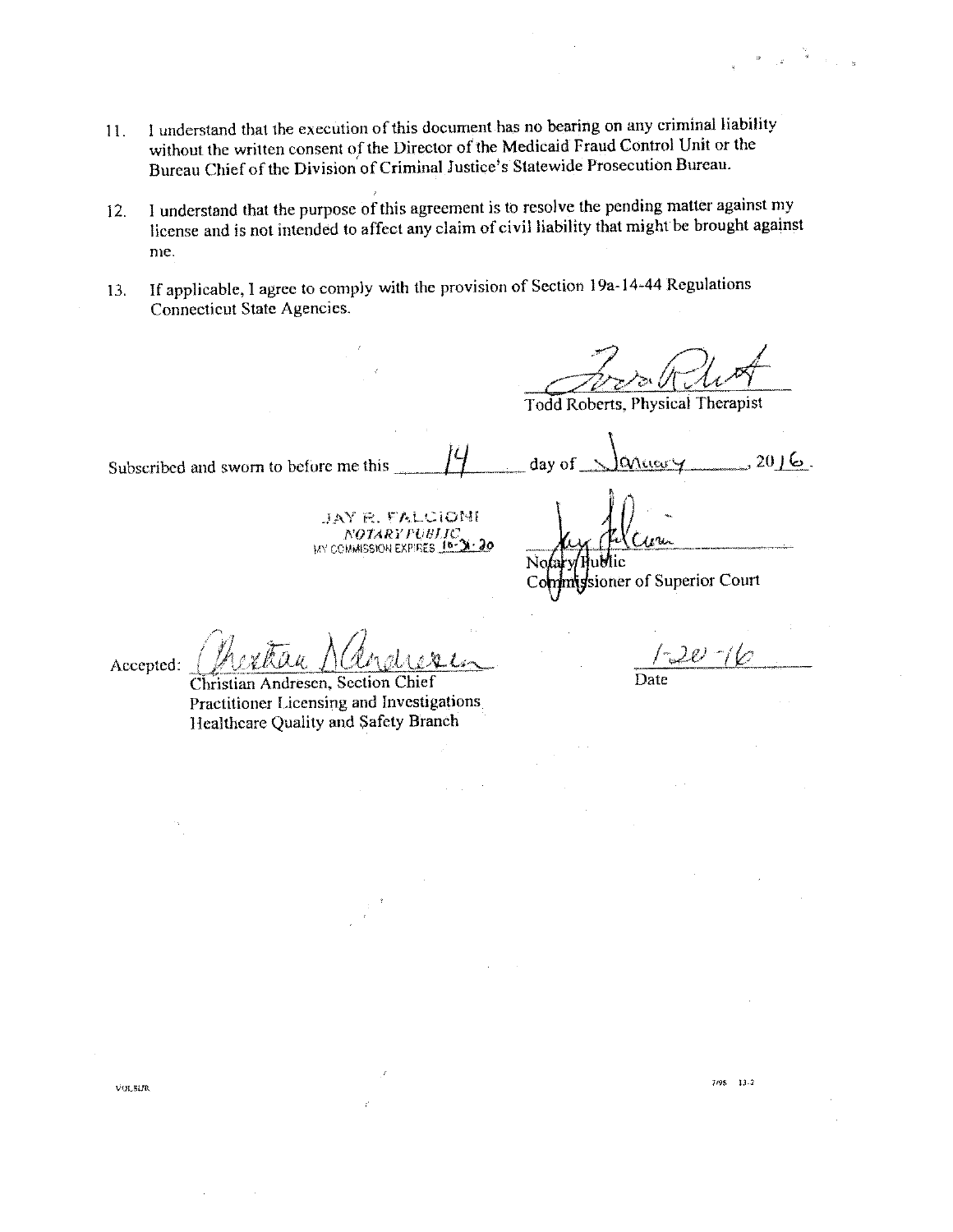11. I understand that the execution of this document has no bearing on any criminal liability without the written consent of the Director of the Medicaid Fraud Control Unit or the Bureau Chief of the Division of Criminal Justice's Statewide Prosecution Bureau.

12. I understand that the purpose of this agreement is to resolve the pending matter against my license and is not intended to affect any claim of civil liability that might be brought against me.

13. If applicable, I agree to comply with the provision of Section 19a-14-44 Regulations Connecticut State Agencies.

Todd Roberts, Physical Therapist

Subscribed and sworn to before me this 14 day of January, 2016.

JAY R. FALCIONI
*NOTARY PUBLIC*
MY COMMISSION EXPIRES 10-31-20

Notary Public
Commissioner of Superior Court

Accepted:

Christian Andresen, Section Chief
Practitioner Licensing and Investigations
Healthcare Quality and Safety Branch

1-20-16
Date

VOLSUR

7/95 13-2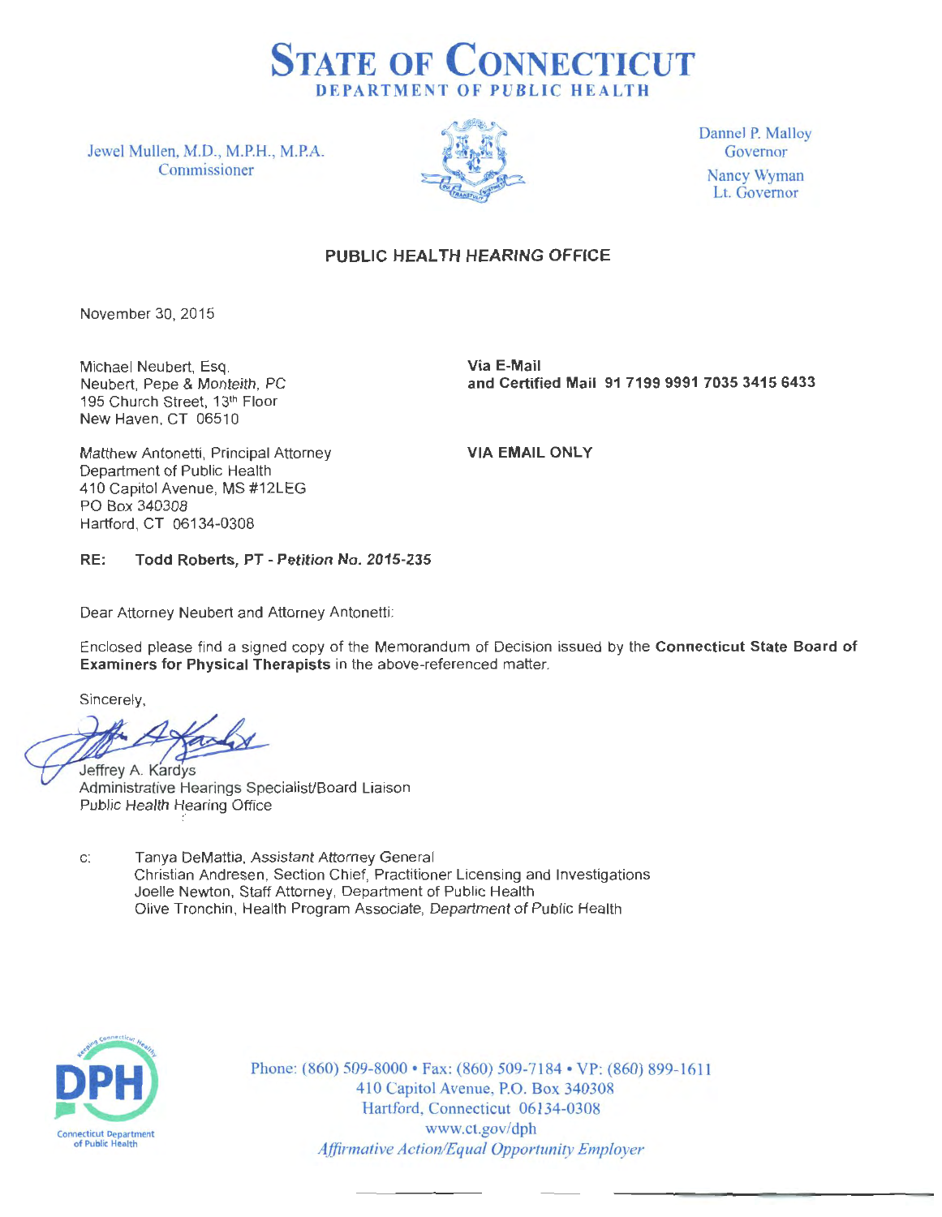# STATE OF CONNECTICUT
## DEPARTMENT OF PUBLIC HEALTH

Jewel Mullen, M.D., M.P.H., M.P.A.
Commissioner

Dannel P. Malloy
Governor

Nancy Wyman
Lt. Governor

### PUBLIC HEALTH HEARING OFFICE

November 30, 2015

Michael Neubert, Esq.
Neubert, Pepe & Monteith, PC
195 Church Street, 13th Floor
New Haven, CT 06510

**Via E-Mail**
**and Certified Mail 91 7199 9991 7035 3415 6433**

Matthew Antonetti, Principal Attorney
Department of Public Health
410 Capitol Avenue, MS #12LEG
PO Box 340308
Hartford, CT 06134-0308

**VIA EMAIL ONLY**

**RE: Todd Roberts, PT - Petition No. 2015-235**

Dear Attorney Neubert and Attorney Antonetti:

Enclosed please find a signed copy of the Memorandum of Decision issued by the **Connecticut State Board of Examiners for Physical Therapists** in the above-referenced matter.

Sincerely,

Jeffrey A. Kardys
Administrative Hearings Specialist/Board Liaison
Public Health Hearing Office

c: Tanya DeMattia, Assistant Attorney General
Christian Andresen, Section Chief, Practitioner Licensing and Investigations
Joelle Newton, Staff Attorney, Department of Public Health
Olive Tronchin, Health Program Associate, Department of Public Health

Phone: (860) 509-8000 • Fax: (860) 509-7184 • VP: (860) 899-1611
410 Capitol Avenue, P.O. Box 340308
Hartford, Connecticut 06134-0308
www.ct.gov/dph
*Affirmative Action/Equal Opportunity Employer*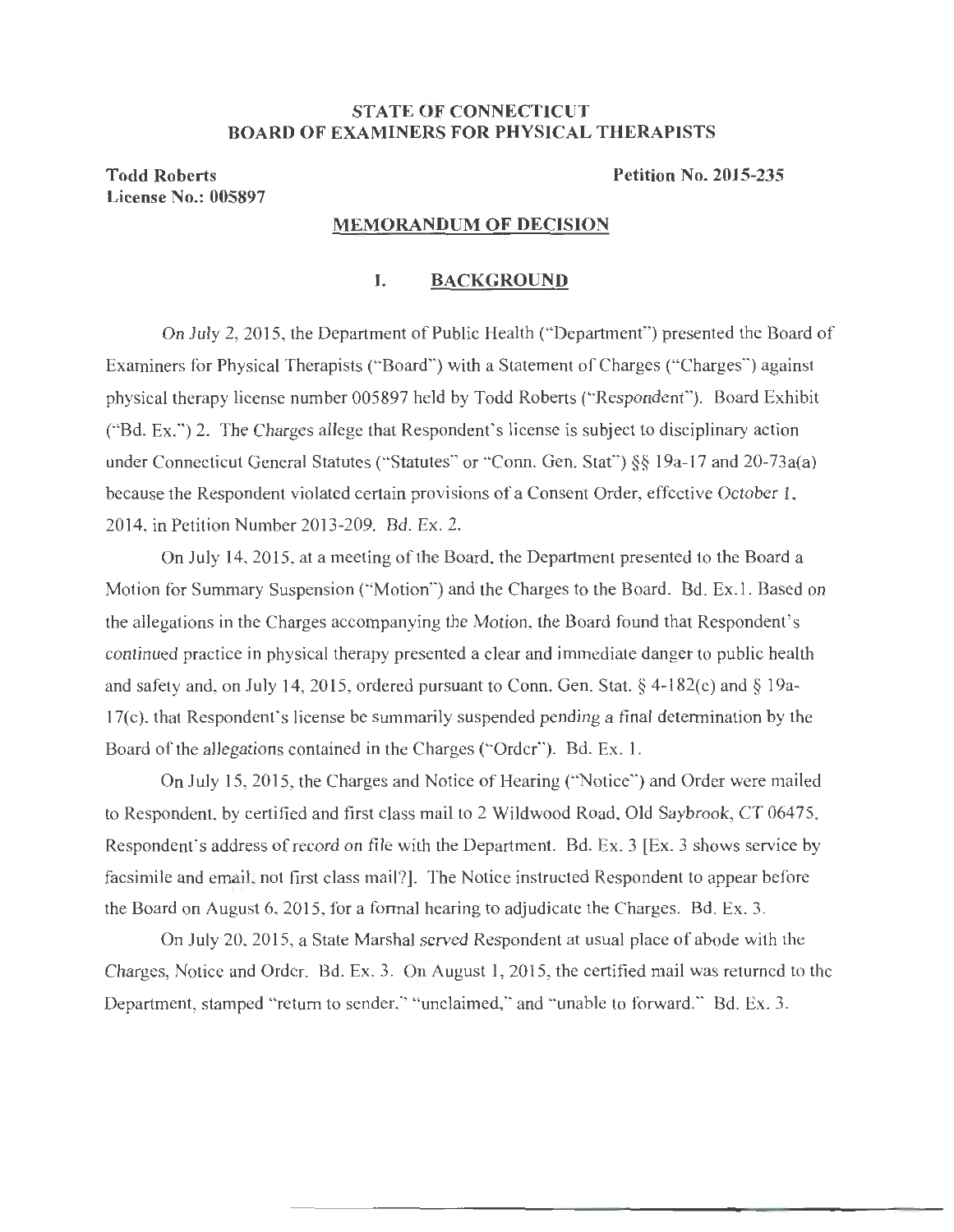**STATE OF CONNECTICUT**
**BOARD OF EXAMINERS FOR PHYSICAL THERAPISTS**

**Todd Roberts** **Petition No. 2015-235**
**License No.: 005897**

## MEMORANDUM OF DECISION

### I. BACKGROUND

On July 2, 2015, the Department of Public Health ("Department") presented the Board of Examiners for Physical Therapists ("Board") with a Statement of Charges ("Charges") against physical therapy license number 005897 held by Todd Roberts ("Respondent"). Board Exhibit ("Bd. Ex.") 2. The Charges allege that Respondent's license is subject to disciplinary action under Connecticut General Statutes ("Statutes" or "Conn. Gen. Stat") §§ 19a-17 and 20-73a(a) because the Respondent violated certain provisions of a Consent Order, effective October 1, 2014, in Petition Number 2013-209. Bd. Ex. 2.

On July 14, 2015, at a meeting of the Board, the Department presented to the Board a Motion for Summary Suspension ("Motion") and the Charges to the Board. Bd. Ex.1. Based on the allegations in the Charges accompanying the Motion, the Board found that Respondent's continued practice in physical therapy presented a clear and immediate danger to public health and safety and, on July 14, 2015, ordered pursuant to Conn. Gen. Stat. § 4-182(c) and § 19a-17(c), that Respondent's license be summarily suspended pending a final determination by the Board of the allegations contained in the Charges ("Order"). Bd. Ex. 1.

On July 15, 2015, the Charges and Notice of Hearing ("Notice") and Order were mailed to Respondent, by certified and first class mail to 2 Wildwood Road, Old Saybrook, CT 06475, Respondent's address of record on file with the Department. Bd. Ex. 3 [Ex. 3 shows service by facsimile and email, not first class mail?]. The Notice instructed Respondent to appear before the Board on August 6, 2015, for a formal hearing to adjudicate the Charges. Bd. Ex. 3.

On July 20, 2015, a State Marshal served Respondent at usual place of abode with the Charges, Notice and Order. Bd. Ex. 3. On August 1, 2015, the certified mail was returned to the Department, stamped "return to sender," "unclaimed," and "unable to forward." Bd. Ex. 3.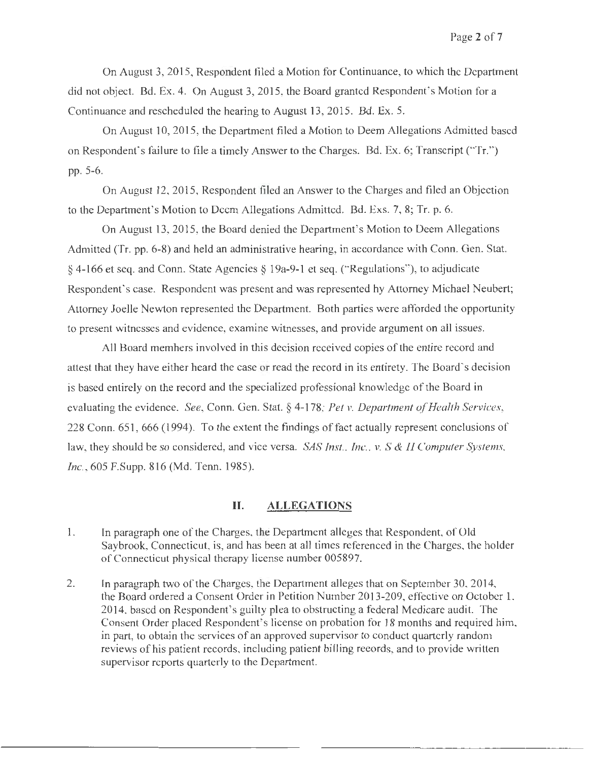On August 3, 2015, Respondent filed a Motion for Continuance, to which the Department did not object. Bd. Ex. 4. On August 3, 2015, the Board granted Respondent's Motion for a Continuance and rescheduled the hearing to August 13, 2015. Bd. Ex. 5.

On August 10, 2015, the Department filed a Motion to Deem Allegations Admitted based on Respondent's failure to file a timely Answer to the Charges. Bd. Ex. 6; Transcript ("Tr.") pp. 5-6.

On August 12, 2015, Respondent filed an Answer to the Charges and filed an Objection to the Department's Motion to Deem Allegations Admitted. Bd. Exs. 7, 8; Tr. p. 6.

On August 13, 2015, the Board denied the Department's Motion to Deem Allegations Admitted (Tr. pp. 6-8) and held an administrative hearing, in accordance with Conn. Gen. Stat. § 4-166 et seq. and Conn. State Agencies § 19a-9-1 et seq. ("Regulations"), to adjudicate Respondent's case. Respondent was present and was represented by Attorney Michael Neubert; Attorney Joelle Newton represented the Department. Both parties were afforded the opportunity to present witnesses and evidence, examine witnesses, and provide argument on all issues.

All Board members involved in this decision received copies of the entire record and attest that they have either heard the case or read the record in its entirety. The Board's decision is based entirely on the record and the specialized professional knowledge of the Board in evaluating the evidence. *See*, Conn. Gen. Stat. § 4-178; *Pet v. Department of Health Services*, 228 Conn. 651, 666 (1994). To the extent the findings of fact actually represent conclusions of law, they should be so considered, and vice versa. *SAS Inst., Inc., v. S & H Computer Systems, Inc.*, 605 F.Supp. 816 (Md. Tenn. 1985).

## II. ALLEGATIONS

1. In paragraph one of the Charges, the Department alleges that Respondent, of Old Saybrook, Connecticut, is, and has been at all times referenced in the Charges, the holder of Connecticut physical therapy license number 005897.

2. In paragraph two of the Charges, the Department alleges that on September 30, 2014, the Board ordered a Consent Order in Petition Number 2013-209, effective on October 1, 2014, based on Respondent's guilty plea to obstructing a federal Medicare audit. The Consent Order placed Respondent's license on probation for 18 months and required him, in part, to obtain the services of an approved supervisor to conduct quarterly random reviews of his patient records, including patient billing records, and to provide written supervisor reports quarterly to the Department.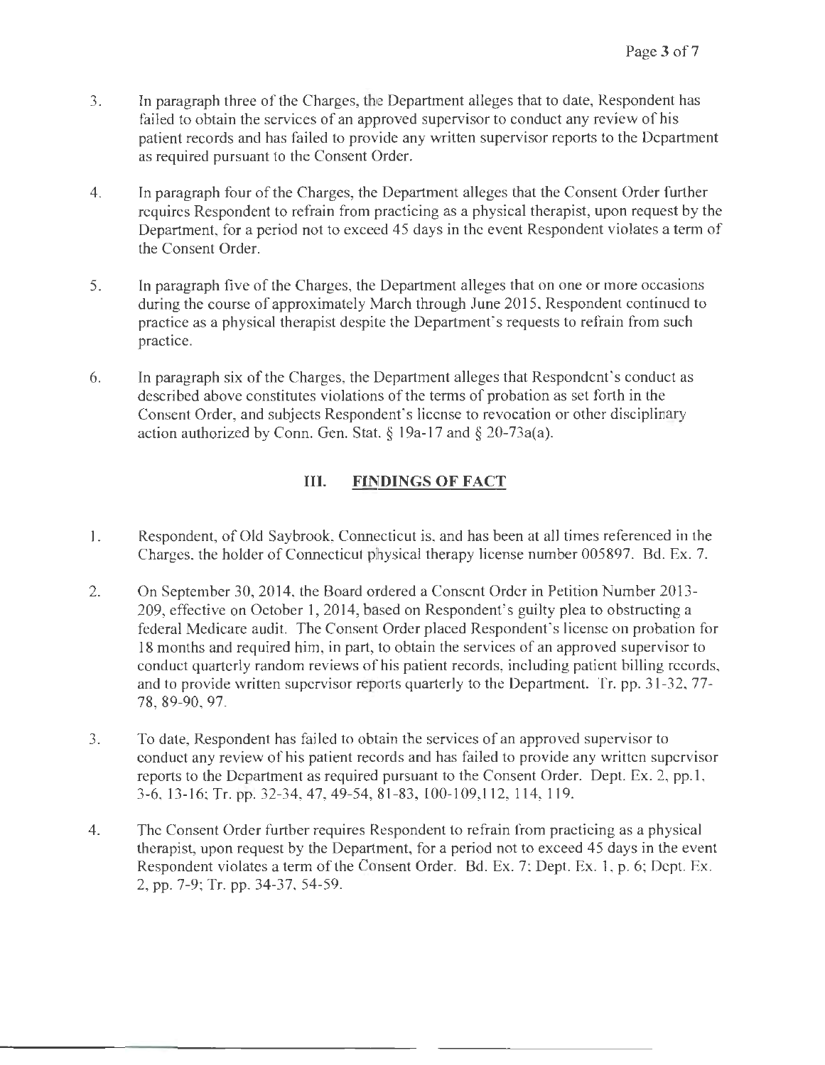3. In paragraph three of the Charges, the Department alleges that to date, Respondent has failed to obtain the services of an approved supervisor to conduct any review of his patient records and has failed to provide any written supervisor reports to the Department as required pursuant to the Consent Order.

4. In paragraph four of the Charges, the Department alleges that the Consent Order further requires Respondent to refrain from practicing as a physical therapist, upon request by the Department, for a period not to exceed 45 days in the event Respondent violates a term of the Consent Order.

5. In paragraph five of the Charges, the Department alleges that on one or more occasions during the course of approximately March through June 2015, Respondent continued to practice as a physical therapist despite the Department's requests to refrain from such practice.

6. In paragraph six of the Charges, the Department alleges that Respondent's conduct as described above constitutes violations of the terms of probation as set forth in the Consent Order, and subjects Respondent's license to revocation or other disciplinary action authorized by Conn. Gen. Stat. § 19a-17 and § 20-73a(a).

## III. FINDINGS OF FACT

1. Respondent, of Old Saybrook, Connecticut is, and has been at all times referenced in the Charges, the holder of Connecticut physical therapy license number 005897. Bd. Ex. 7.

2. On September 30, 2014, the Board ordered a Consent Order in Petition Number 2013-209, effective on October 1, 2014, based on Respondent's guilty plea to obstructing a federal Medicare audit. The Consent Order placed Respondent's license on probation for 18 months and required him, in part, to obtain the services of an approved supervisor to conduct quarterly random reviews of his patient records, including patient billing records, and to provide written supervisor reports quarterly to the Department. Tr. pp. 31-32, 77-78, 89-90, 97.

3. To date, Respondent has failed to obtain the services of an approved supervisor to conduct any review of his patient records and has failed to provide any written supervisor reports to the Department as required pursuant to the Consent Order. Dept. Ex. 2, pp.1, 3-6, 13-16; Tr. pp. 32-34, 47, 49-54, 81-83, 100-109,112, 114, 119.

4. The Consent Order further requires Respondent to refrain from practicing as a physical therapist, upon request by the Department, for a period not to exceed 45 days in the event Respondent violates a term of the Consent Order. Bd. Ex. 7; Dept. Ex. 1, p. 6; Dept. Ex. 2, pp. 7-9; Tr. pp. 34-37, 54-59.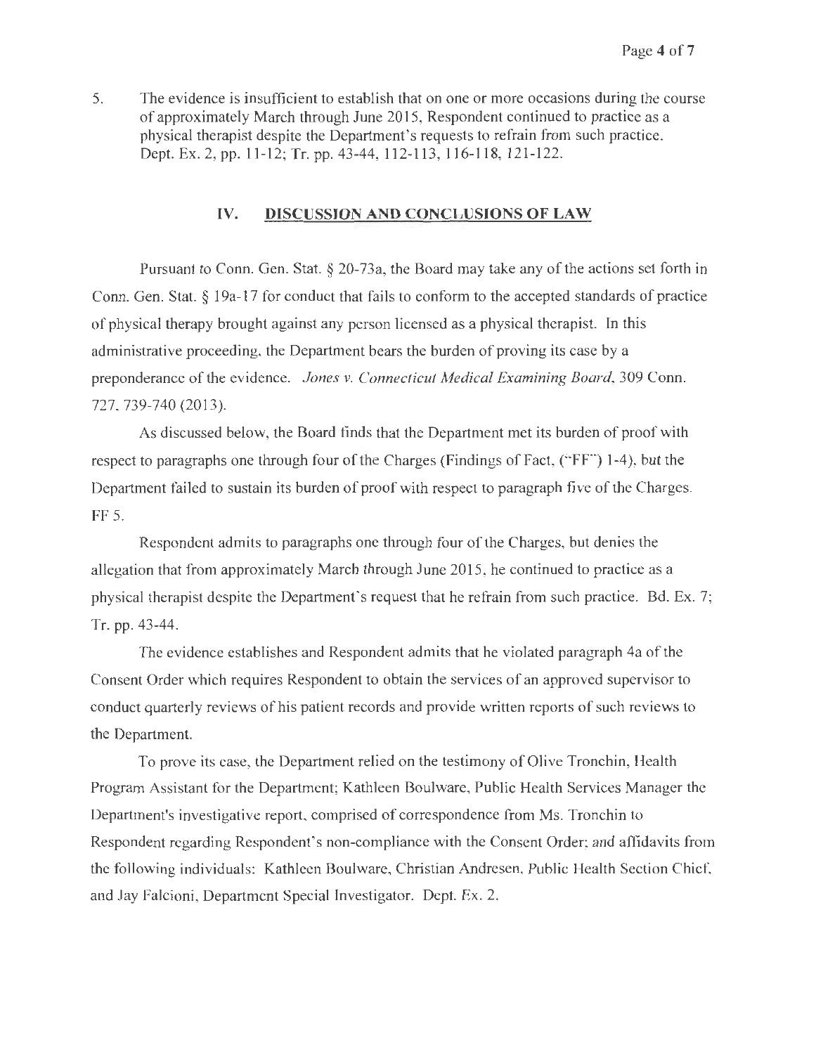5. The evidence is insufficient to establish that on one or more occasions during the course of approximately March through June 2015, Respondent continued to practice as a physical therapist despite the Department's requests to refrain from such practice. Dept. Ex. 2, pp. 11-12; Tr. pp. 43-44, 112-113, 116-118, 121-122.

## IV. DISCUSSION AND CONCLUSIONS OF LAW

Pursuant to Conn. Gen. Stat. § 20-73a, the Board may take any of the actions set forth in Conn. Gen. Stat. § 19a-17 for conduct that fails to conform to the accepted standards of practice of physical therapy brought against any person licensed as a physical therapist. In this administrative proceeding, the Department bears the burden of proving its case by a preponderance of the evidence. *Jones v. Connecticut Medical Examining Board*, 309 Conn. 727, 739-740 (2013).

As discussed below, the Board finds that the Department met its burden of proof with respect to paragraphs one through four of the Charges (Findings of Fact, ("FF") 1-4), but the Department failed to sustain its burden of proof with respect to paragraph five of the Charges. FF 5.

Respondent admits to paragraphs one through four of the Charges, but denies the allegation that from approximately March through June 2015, he continued to practice as a physical therapist despite the Department's request that he refrain from such practice. Bd. Ex. 7; Tr. pp. 43-44.

The evidence establishes and Respondent admits that he violated paragraph 4a of the Consent Order which requires Respondent to obtain the services of an approved supervisor to conduct quarterly reviews of his patient records and provide written reports of such reviews to the Department.

To prove its case, the Department relied on the testimony of Olive Tronchin, Health Program Assistant for the Department; Kathleen Boulware, Public Health Services Manager the Department's investigative report, comprised of correspondence from Ms. Tronchin to Respondent regarding Respondent's non-compliance with the Consent Order; and affidavits from the following individuals: Kathleen Boulware, Christian Andresen, Public Health Section Chief, and Jay Falcioni, Department Special Investigator. Dept. Ex. 2.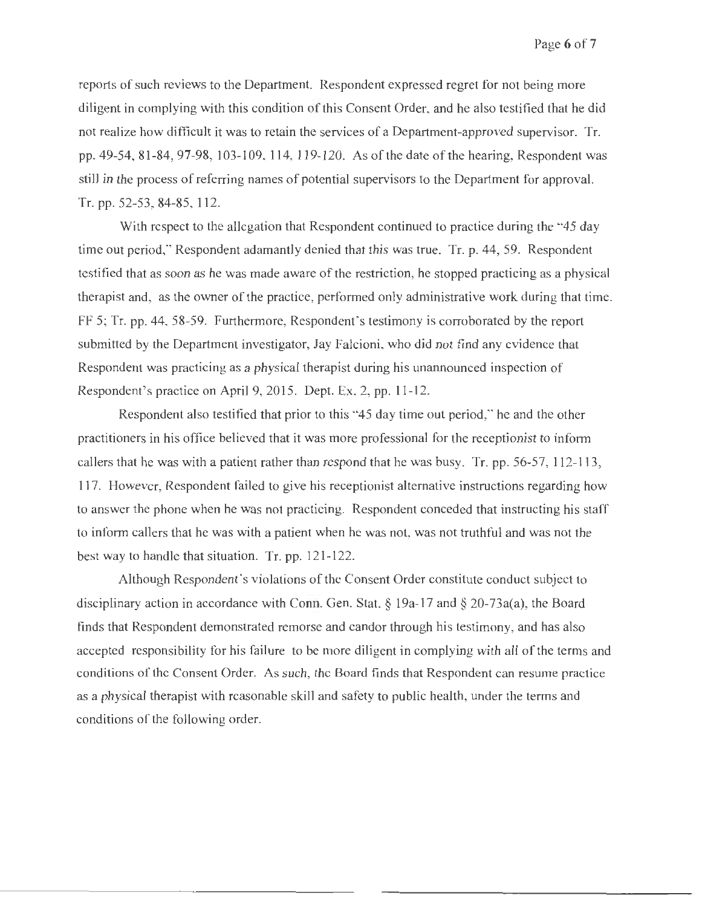reports of such reviews to the Department. Respondent expressed regret for not being more diligent in complying with this condition of this Consent Order, and he also testified that he did not realize how difficult it was to retain the services of a Department-approved supervisor. Tr. pp. 49-54, 81-84, 97-98, 103-109, 114, 119-120. As of the date of the hearing, Respondent was still in the process of referring names of potential supervisors to the Department for approval. Tr. pp. 52-53, 84-85, 112.

With respect to the allegation that Respondent continued to practice during the "45 day time out period," Respondent adamantly denied that this was true. Tr. p. 44, 59. Respondent testified that as soon as he was made aware of the restriction, he stopped practicing as a physical therapist and, as the owner of the practice, performed only administrative work during that time. FF 5; Tr. pp. 44, 58-59. Furthermore, Respondent's testimony is corroborated by the report submitted by the Department investigator, Jay Falcioni, who did not find any evidence that Respondent was practicing as a physical therapist during his unannounced inspection of Respondent's practice on April 9, 2015. Dept. Ex. 2, pp. 11-12.

Respondent also testified that prior to this "45 day time out period," he and the other practitioners in his office believed that it was more professional for the receptionist to inform callers that he was with a patient rather than respond that he was busy. Tr. pp. 56-57, 112-113, 117. However, Respondent failed to give his receptionist alternative instructions regarding how to answer the phone when he was not practicing. Respondent conceded that instructing his staff to inform callers that he was with a patient when he was not, was not truthful and was not the best way to handle that situation. Tr. pp. 121-122.

Although Respondent's violations of the Consent Order constitute conduct subject to disciplinary action in accordance with Conn. Gen. Stat. § 19a-17 and § 20-73a(a), the Board finds that Respondent demonstrated remorse and candor through his testimony, and has also accepted responsibility for his failure to be more diligent in complying with all of the terms and conditions of the Consent Order. As such, the Board finds that Respondent can resume practice as a physical therapist with reasonable skill and safety to public health, under the terms and conditions of the following order.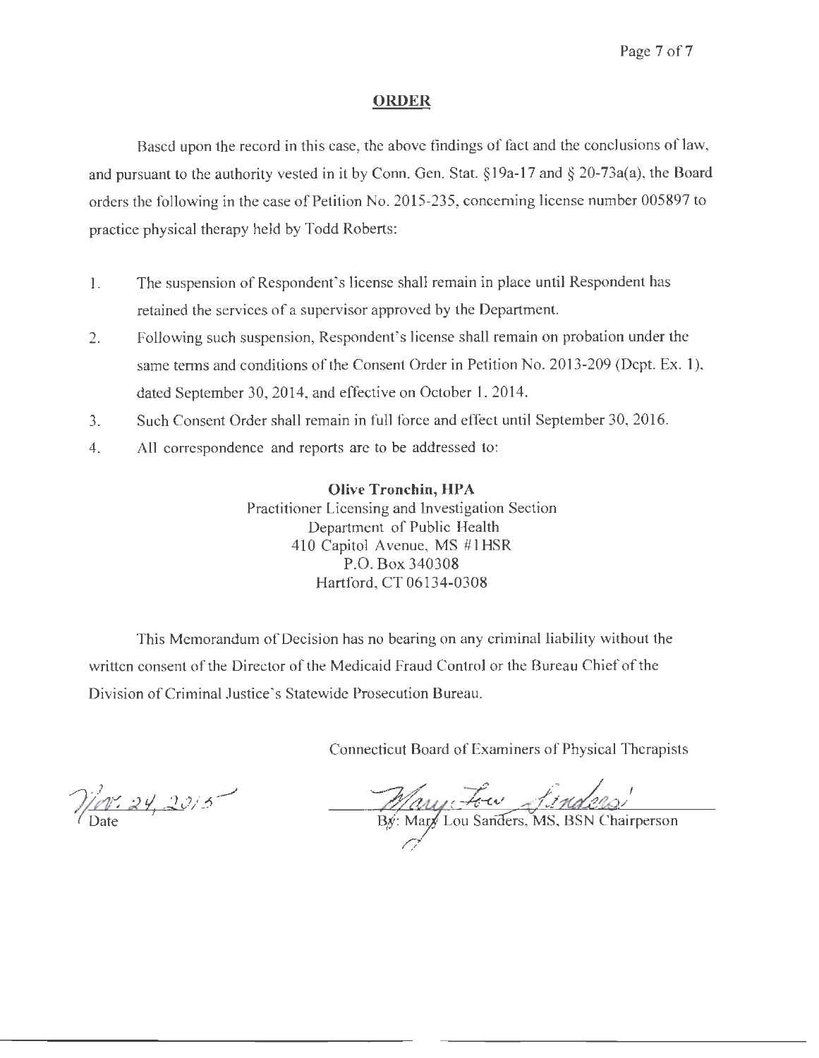## ORDER

Based upon the record in this case, the above findings of fact and the conclusions of law, and pursuant to the authority vested in it by Conn. Gen. Stat. §19a-17 and § 20-73a(a), the Board orders the following in the case of Petition No. 2015-235, concerning license number 005897 to practice physical therapy held by Todd Roberts:

1. The suspension of Respondent's license shall remain in place until Respondent has retained the services of a supervisor approved by the Department.
2. Following such suspension, Respondent's license shall remain on probation under the same terms and conditions of the Consent Order in Petition No. 2013-209 (Dept. Ex. 1), dated September 30, 2014, and effective on October 1, 2014.
3. Such Consent Order shall remain in full force and effect until September 30, 2016.
4. All correspondence and reports are to be addressed to:

**Olive Tronchin, HPA**
Practitioner Licensing and Investigation Section
Department of Public Health
410 Capitol Avenue, MS #1HSR
P.O. Box 340308
Hartford, CT 06134-0308

This Memorandum of Decision has no bearing on any criminal liability without the written consent of the Director of the Medicaid Fraud Control or the Bureau Chief of the Division of Criminal Justice's Statewide Prosecution Bureau.

Connecticut Board of Examiners of Physical Therapists

Nov. 24, 2015
Date

Mary Lou Sanders
By: Mary Lou Sanders, MS, BSN Chairperson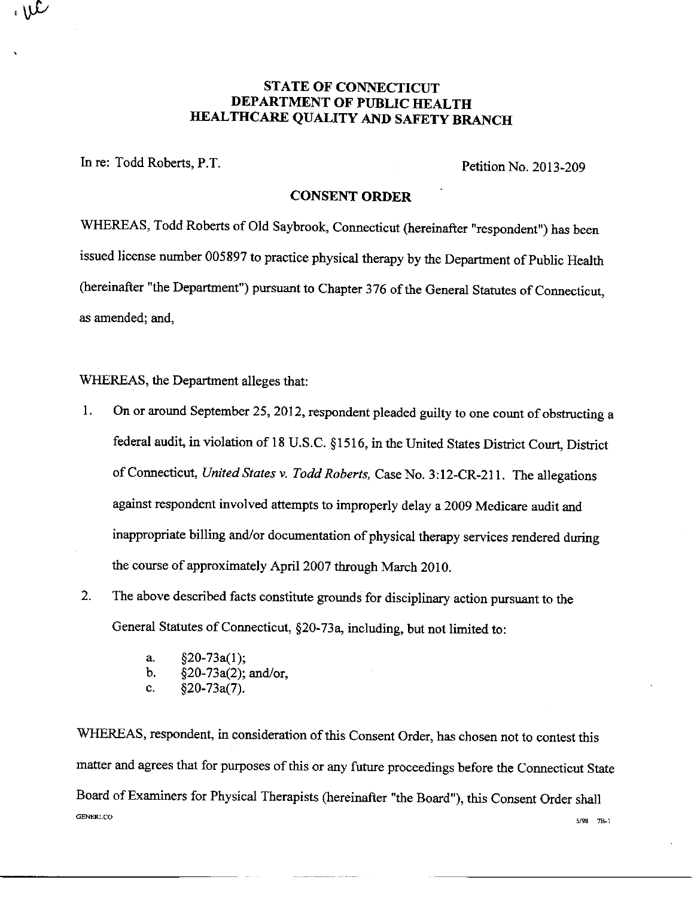# STATE OF CONNECTICUT
# DEPARTMENT OF PUBLIC HEALTH
# HEALTHCARE QUALITY AND SAFETY BRANCH

In re: Todd Roberts, P.T. Petition No. 2013-209

## CONSENT ORDER

WHEREAS, Todd Roberts of Old Saybrook, Connecticut (hereinafter "respondent") has been issued license number 005897 to practice physical therapy by the Department of Public Health (hereinafter "the Department") pursuant to Chapter 376 of the General Statutes of Connecticut, as amended; and,

WHEREAS, the Department alleges that:

1. On or around September 25, 2012, respondent pleaded guilty to one count of obstructing a federal audit, in violation of 18 U.S.C. §1516, in the United States District Court, District of Connecticut, *United States v. Todd Roberts,* Case No. 3:12-CR-211. The allegations against respondent involved attempts to improperly delay a 2009 Medicare audit and inappropriate billing and/or documentation of physical therapy services rendered during the course of approximately April 2007 through March 2010.
2. The above described facts constitute grounds for disciplinary action pursuant to the General Statutes of Connecticut, §20-73a, including, but not limited to:
   a. §20-73a(1);
   b. §20-73a(2); and/or,
   c. §20-73a(7).

WHEREAS, respondent, in consideration of this Consent Order, has chosen not to contest this matter and agrees that for purposes of this or any future proceedings before the Connecticut State Board of Examiners for Physical Therapists (hereinafter "the Board"), this Consent Order shall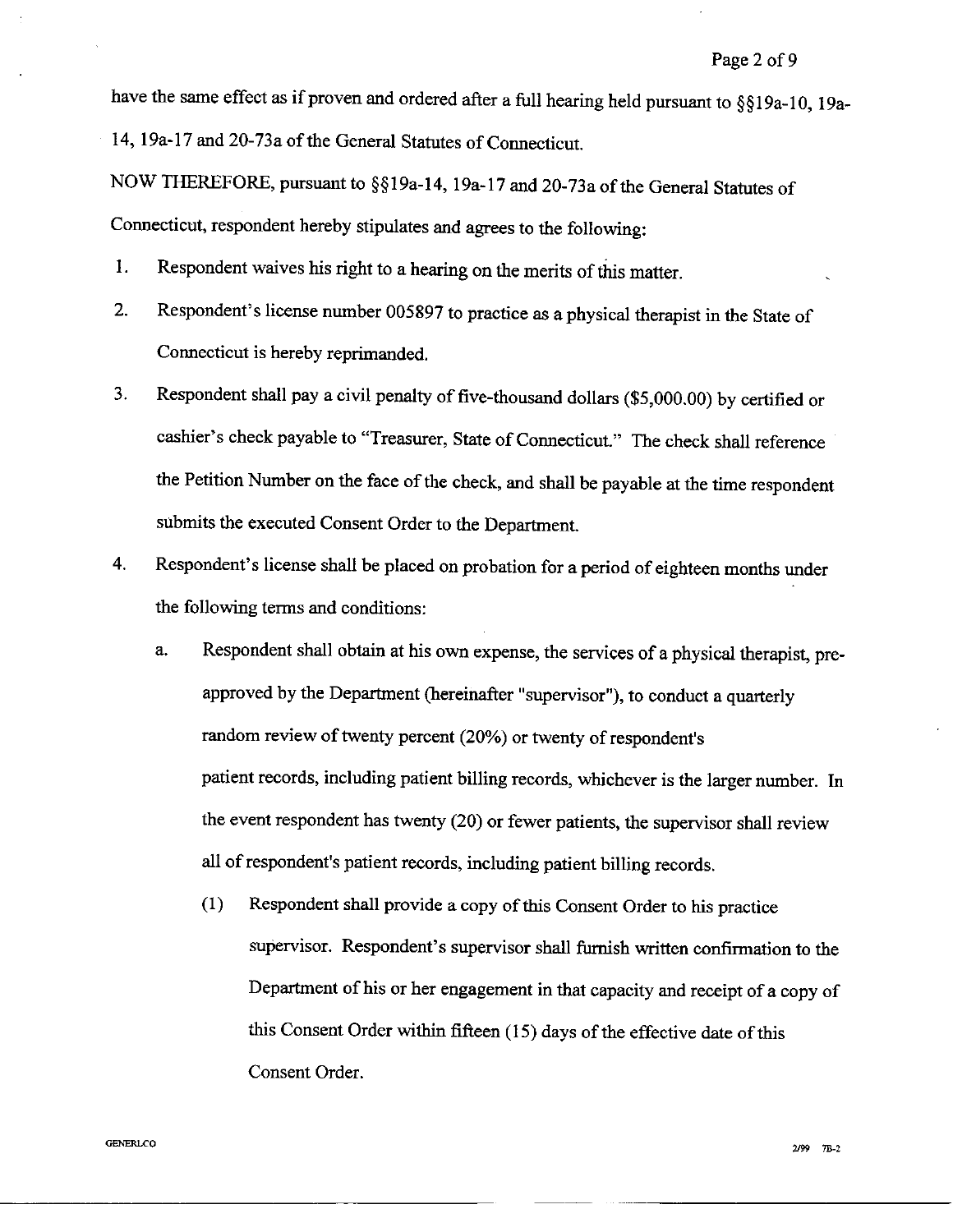have the same effect as if proven and ordered after a full hearing held pursuant to §§19a-10, 19a-14, 19a-17 and 20-73a of the General Statutes of Connecticut.

NOW THEREFORE, pursuant to §§19a-14, 19a-17 and 20-73a of the General Statutes of Connecticut, respondent hereby stipulates and agrees to the following:

1. Respondent waives his right to a hearing on the merits of this matter.
2. Respondent's license number 005897 to practice as a physical therapist in the State of Connecticut is hereby reprimanded.
3. Respondent shall pay a civil penalty of five-thousand dollars ($5,000.00) by certified or cashier's check payable to "Treasurer, State of Connecticut." The check shall reference the Petition Number on the face of the check, and shall be payable at the time respondent submits the executed Consent Order to the Department.
4. Respondent's license shall be placed on probation for a period of eighteen months under the following terms and conditions:
   a. Respondent shall obtain at his own expense, the services of a physical therapist, pre-approved by the Department (hereinafter "supervisor"), to conduct a quarterly random review of twenty percent (20%) or twenty of respondent's patient records, including patient billing records, whichever is the larger number. In the event respondent has twenty (20) or fewer patients, the supervisor shall review all of respondent's patient records, including patient billing records.
      (1) Respondent shall provide a copy of this Consent Order to his practice supervisor. Respondent's supervisor shall furnish written confirmation to the Department of his or her engagement in that capacity and receipt of a copy of this Consent Order within fifteen (15) days of the effective date of this Consent Order.

GENERLCO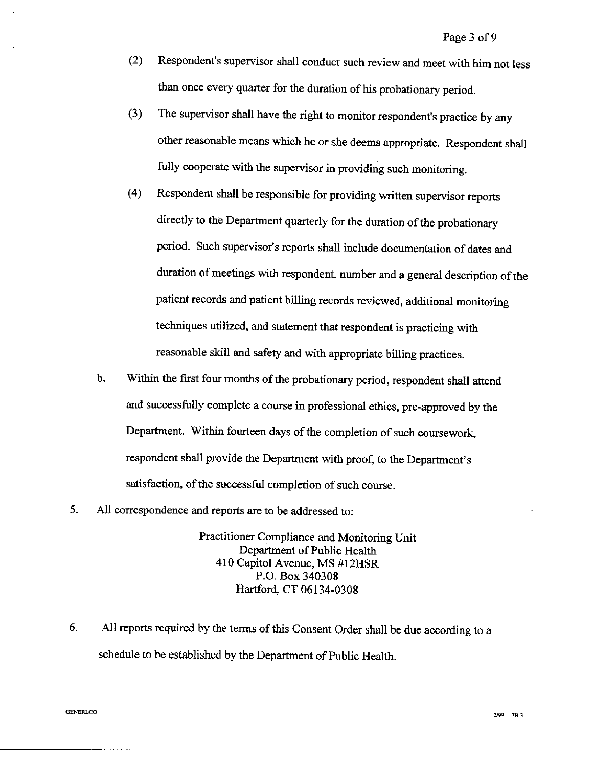(2) Respondent's supervisor shall conduct such review and meet with him not less than once every quarter for the duration of his probationary period.

(3) The supervisor shall have the right to monitor respondent's practice by any other reasonable means which he or she deems appropriate. Respondent shall fully cooperate with the supervisor in providing such monitoring.

(4) Respondent shall be responsible for providing written supervisor reports directly to the Department quarterly for the duration of the probationary period. Such supervisor's reports shall include documentation of dates and duration of meetings with respondent, number and a general description of the patient records and patient billing records reviewed, additional monitoring techniques utilized, and statement that respondent is practicing with reasonable skill and safety and with appropriate billing practices.

b. Within the first four months of the probationary period, respondent shall attend and successfully complete a course in professional ethics, pre-approved by the Department. Within fourteen days of the completion of such coursework, respondent shall provide the Department with proof, to the Department's satisfaction, of the successful completion of such course.

5. All correspondence and reports are to be addressed to:

Practitioner Compliance and Monitoring Unit
Department of Public Health
410 Capitol Avenue, MS #12HSR
P.O. Box 340308
Hartford, CT 06134-0308

6. All reports required by the terms of this Consent Order shall be due according to a schedule to be established by the Department of Public Health.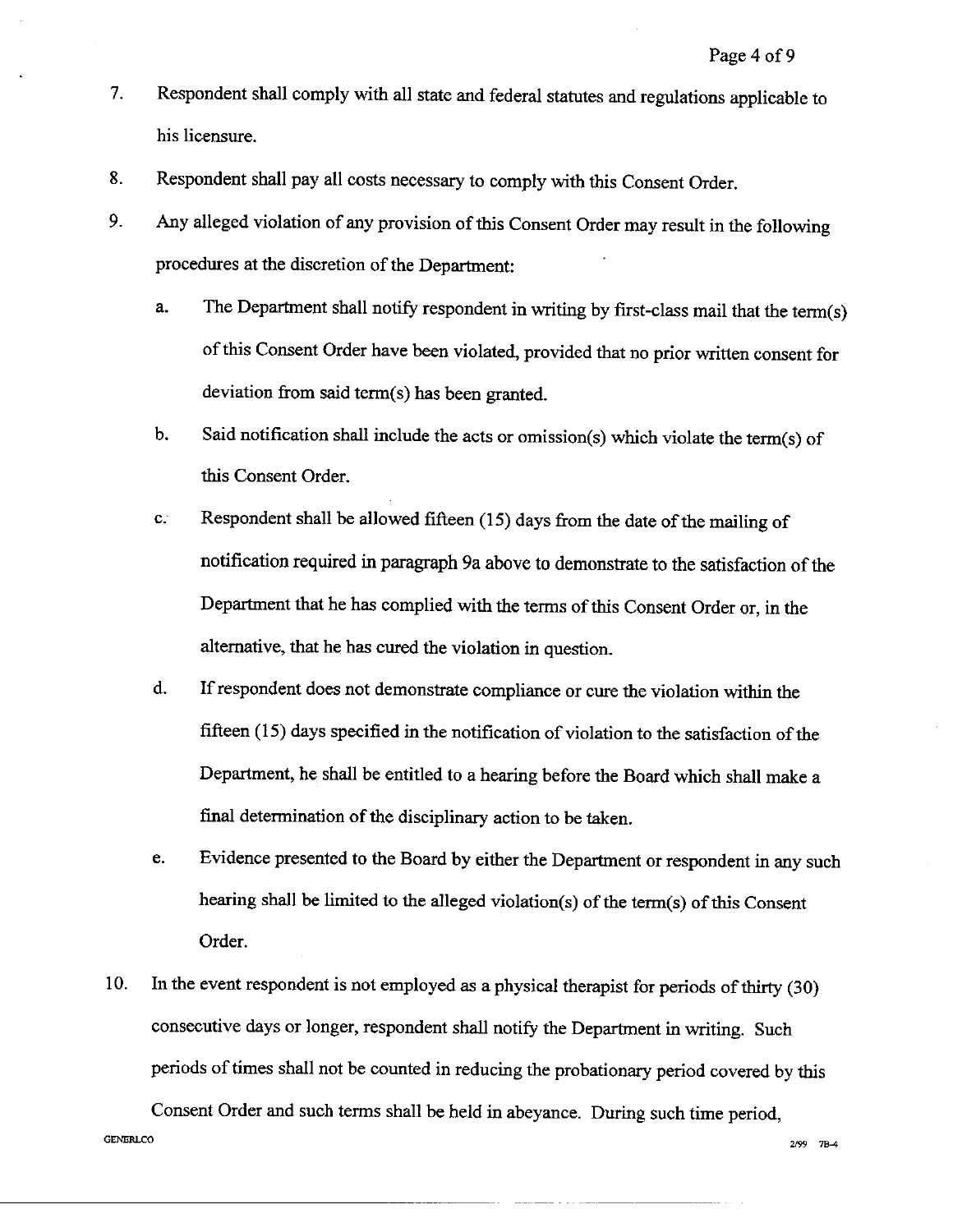7. Respondent shall comply with all state and federal statutes and regulations applicable to his licensure.

8. Respondent shall pay all costs necessary to comply with this Consent Order.

9. Any alleged violation of any provision of this Consent Order may result in the following procedures at the discretion of the Department:

   a. The Department shall notify respondent in writing by first-class mail that the term(s) of this Consent Order have been violated, provided that no prior written consent for deviation from said term(s) has been granted.

   b. Said notification shall include the acts or omission(s) which violate the term(s) of this Consent Order.

   c. Respondent shall be allowed fifteen (15) days from the date of the mailing of notification required in paragraph 9a above to demonstrate to the satisfaction of the Department that he has complied with the terms of this Consent Order or, in the alternative, that he has cured the violation in question.

   d. If respondent does not demonstrate compliance or cure the violation within the fifteen (15) days specified in the notification of violation to the satisfaction of the Department, he shall be entitled to a hearing before the Board which shall make a final determination of the disciplinary action to be taken.

   e. Evidence presented to the Board by either the Department or respondent in any such hearing shall be limited to the alleged violation(s) of the term(s) of this Consent Order.

10. In the event respondent is not employed as a physical therapist for periods of thirty (30) consecutive days or longer, respondent shall notify the Department in writing. Such periods of times shall not be counted in reducing the probationary period covered by this Consent Order and such terms shall be held in abeyance. During such time period,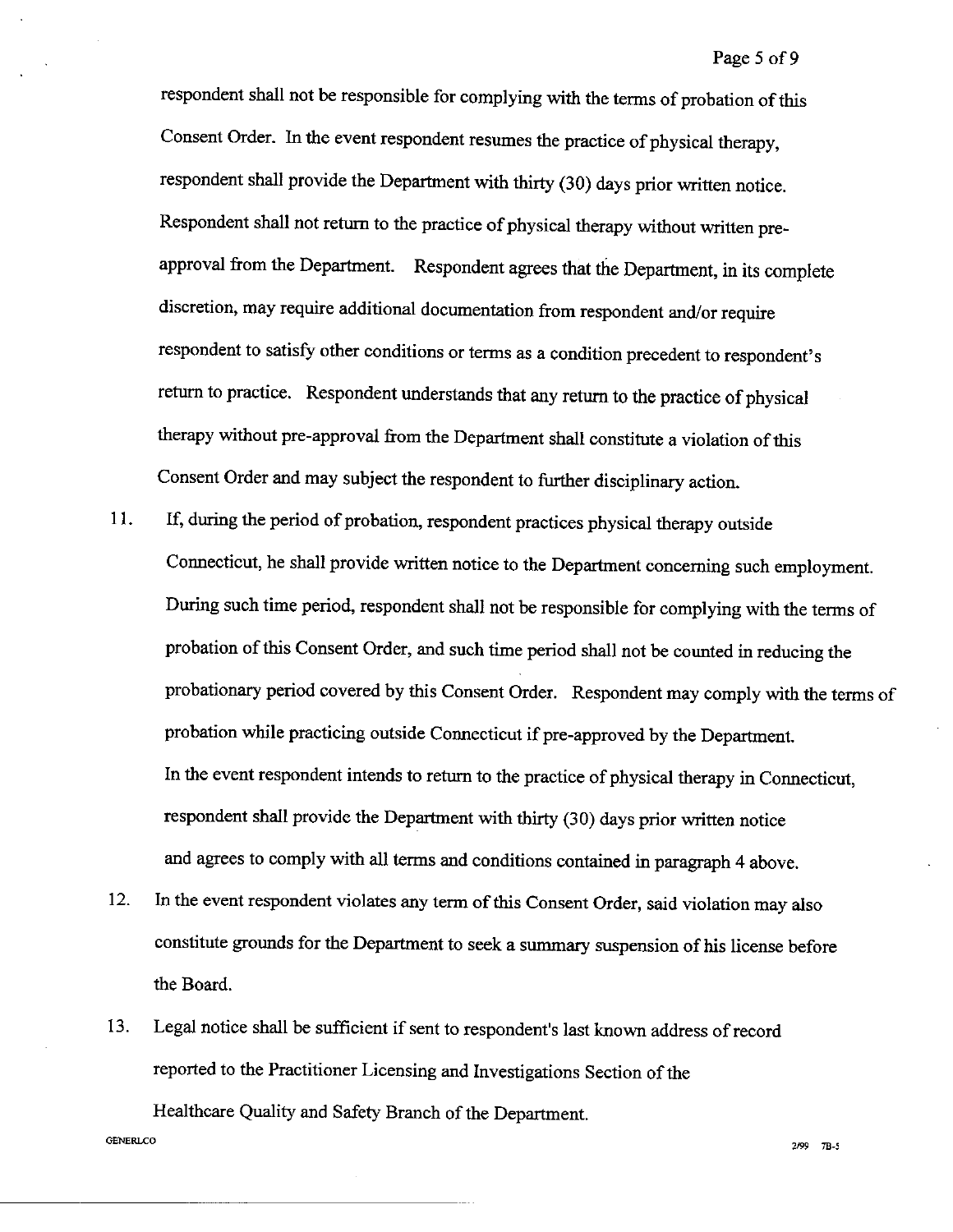respondent shall not be responsible for complying with the terms of probation of this Consent Order. In the event respondent resumes the practice of physical therapy, respondent shall provide the Department with thirty (30) days prior written notice. Respondent shall not return to the practice of physical therapy without written pre-approval from the Department. Respondent agrees that the Department, in its complete discretion, may require additional documentation from respondent and/or require respondent to satisfy other conditions or terms as a condition precedent to respondent's return to practice. Respondent understands that any return to the practice of physical therapy without pre-approval from the Department shall constitute a violation of this Consent Order and may subject the respondent to further disciplinary action.

11. If, during the period of probation, respondent practices physical therapy outside Connecticut, he shall provide written notice to the Department concerning such employment. During such time period, respondent shall not be responsible for complying with the terms of probation of this Consent Order, and such time period shall not be counted in reducing the probationary period covered by this Consent Order. Respondent may comply with the terms of probation while practicing outside Connecticut if pre-approved by the Department. In the event respondent intends to return to the practice of physical therapy in Connecticut, respondent shall provide the Department with thirty (30) days prior written notice and agrees to comply with all terms and conditions contained in paragraph 4 above.

12. In the event respondent violates any term of this Consent Order, said violation may also constitute grounds for the Department to seek a summary suspension of his license before the Board.

13. Legal notice shall be sufficient if sent to respondent's last known address of record reported to the Practitioner Licensing and Investigations Section of the Healthcare Quality and Safety Branch of the Department.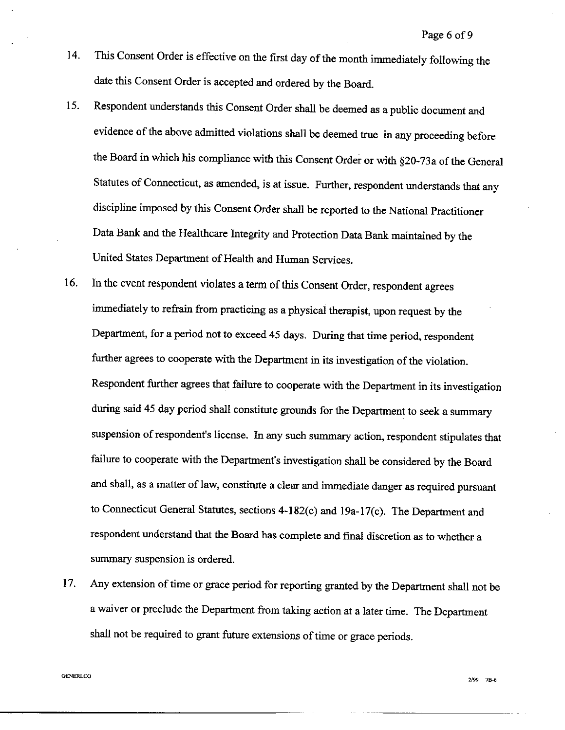14. This Consent Order is effective on the first day of the month immediately following the date this Consent Order is accepted and ordered by the Board.

15. Respondent understands this Consent Order shall be deemed as a public document and evidence of the above admitted violations shall be deemed true in any proceeding before the Board in which his compliance with this Consent Order or with §20-73a of the General Statutes of Connecticut, as amended, is at issue. Further, respondent understands that any discipline imposed by this Consent Order shall be reported to the National Practitioner Data Bank and the Healthcare Integrity and Protection Data Bank maintained by the United States Department of Health and Human Services.

16. In the event respondent violates a term of this Consent Order, respondent agrees immediately to refrain from practicing as a physical therapist, upon request by the Department, for a period not to exceed 45 days. During that time period, respondent further agrees to cooperate with the Department in its investigation of the violation. Respondent further agrees that failure to cooperate with the Department in its investigation during said 45 day period shall constitute grounds for the Department to seek a summary suspension of respondent's license. In any such summary action, respondent stipulates that failure to cooperate with the Department's investigation shall be considered by the Board and shall, as a matter of law, constitute a clear and immediate danger as required pursuant to Connecticut General Statutes, sections 4-182(c) and 19a-17(c). The Department and respondent understand that the Board has complete and final discretion as to whether a summary suspension is ordered.

17. Any extension of time or grace period for reporting granted by the Department shall not be a waiver or preclude the Department from taking action at a later time. The Department shall not be required to grant future extensions of time or grace periods.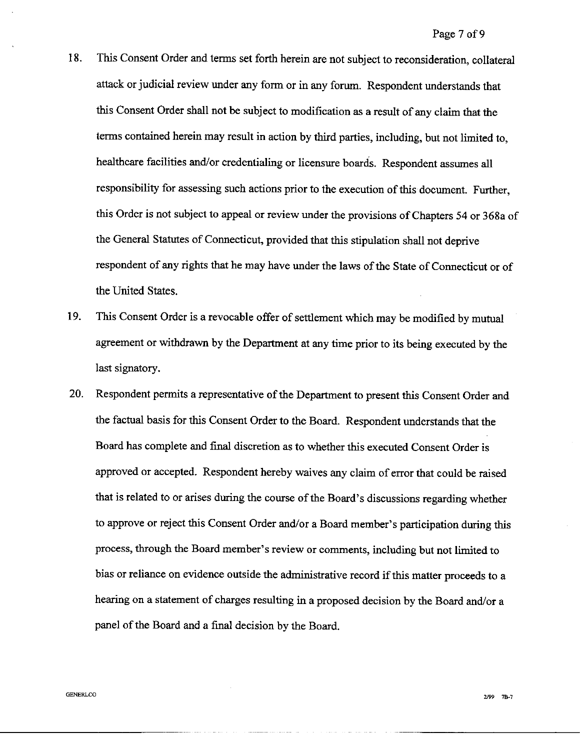18. This Consent Order and terms set forth herein are not subject to reconsideration, collateral attack or judicial review under any form or in any forum. Respondent understands that this Consent Order shall not be subject to modification as a result of any claim that the terms contained herein may result in action by third parties, including, but not limited to, healthcare facilities and/or credentialing or licensure boards. Respondent assumes all responsibility for assessing such actions prior to the execution of this document. Further, this Order is not subject to appeal or review under the provisions of Chapters 54 or 368a of the General Statutes of Connecticut, provided that this stipulation shall not deprive respondent of any rights that he may have under the laws of the State of Connecticut or of the United States.

19. This Consent Order is a revocable offer of settlement which may be modified by mutual agreement or withdrawn by the Department at any time prior to its being executed by the last signatory.

20. Respondent permits a representative of the Department to present this Consent Order and the factual basis for this Consent Order to the Board. Respondent understands that the Board has complete and final discretion as to whether this executed Consent Order is approved or accepted. Respondent hereby waives any claim of error that could be raised that is related to or arises during the course of the Board's discussions regarding whether to approve or reject this Consent Order and/or a Board member's participation during this process, through the Board member's review or comments, including but not limited to bias or reliance on evidence outside the administrative record if this matter proceeds to a hearing on a statement of charges resulting in a proposed decision by the Board and/or a panel of the Board and a final decision by the Board.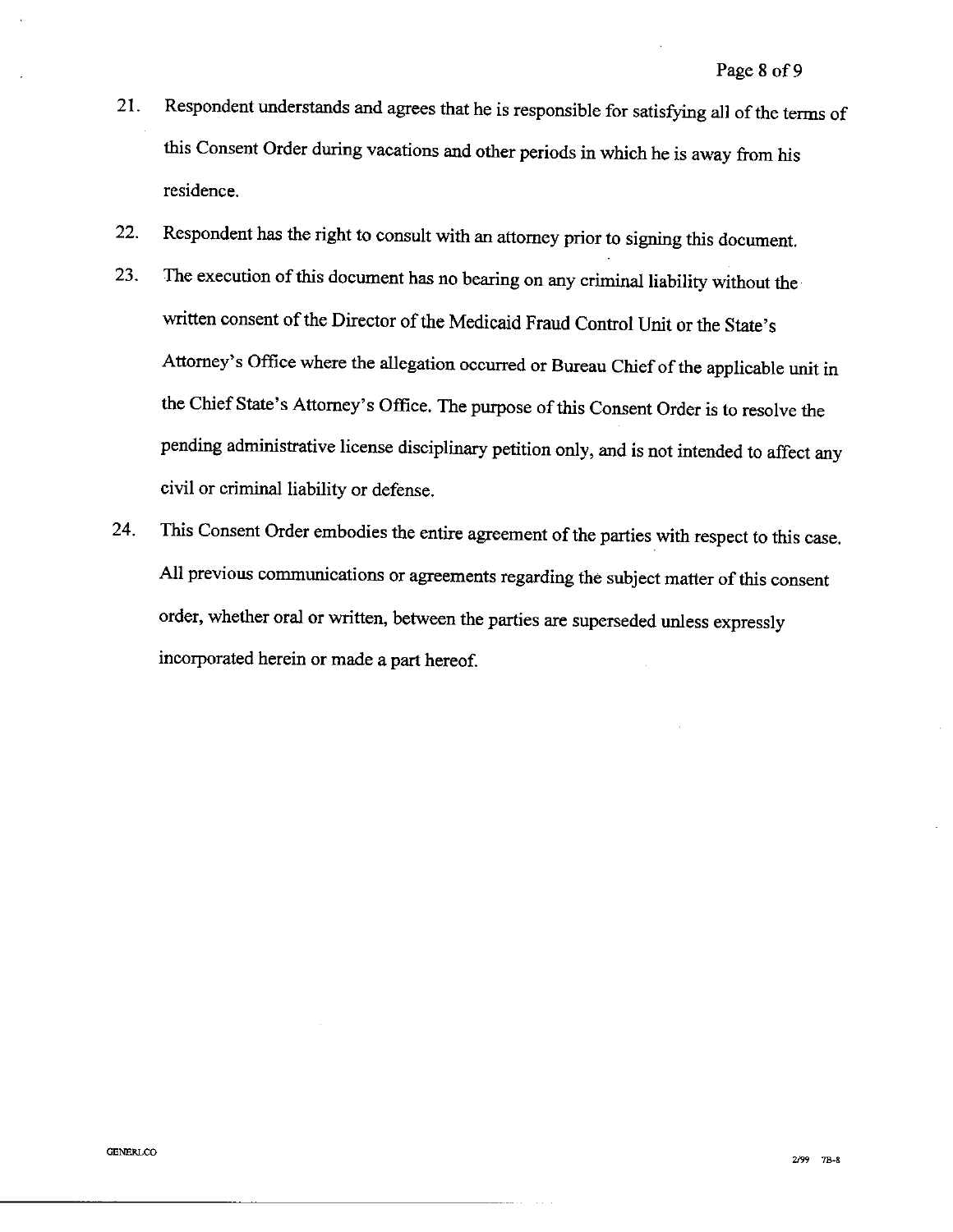21. Respondent understands and agrees that he is responsible for satisfying all of the terms of this Consent Order during vacations and other periods in which he is away from his residence.

22. Respondent has the right to consult with an attorney prior to signing this document.

23. The execution of this document has no bearing on any criminal liability without the written consent of the Director of the Medicaid Fraud Control Unit or the State's Attorney's Office where the allegation occurred or Bureau Chief of the applicable unit in the Chief State's Attorney's Office. The purpose of this Consent Order is to resolve the pending administrative license disciplinary petition only, and is not intended to affect any civil or criminal liability or defense.

24. This Consent Order embodies the entire agreement of the parties with respect to this case. All previous communications or agreements regarding the subject matter of this consent order, whether oral or written, between the parties are superseded unless expressly incorporated herein or made a part hereof.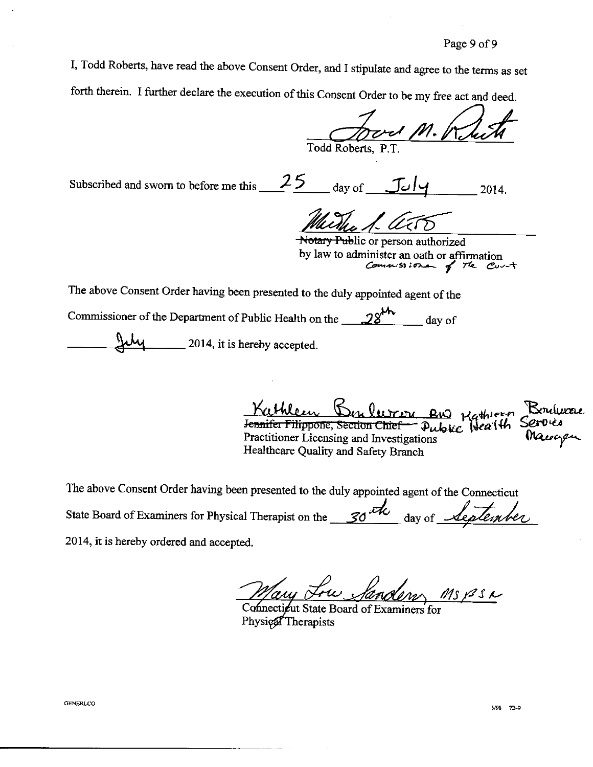I, Todd Roberts, have read the above Consent Order, and I stipulate and agree to the terms as set forth therein. I further declare the execution of this Consent Order to be my free act and deed.

Todd M. Roberts

Todd Roberts, P.T.

Subscribed and sworn to before me this 25 day of July 2014.

~~Notary Public~~ or person authorized by law to administer an oath or affirmation
Commissioner of the Court

The above Consent Order having been presented to the duly appointed agent of the Commissioner of the Department of Public Health on the 28th day of July 2014, it is hereby accepted.

Kathleen Boulware RN Kathleen Boulware

~~Jennifer Filippone, Section Chief~~ Public Health Services Manager
Practitioner Licensing and Investigations
Healthcare Quality and Safety Branch

The above Consent Order having been presented to the duly appointed agent of the Connecticut State Board of Examiners for Physical Therapist on the 30th day of September 2014, it is hereby ordered and accepted.

Mary Lou Sanders MSBSN

Connecticut State Board of Examiners for Physical Therapists

GENERLCO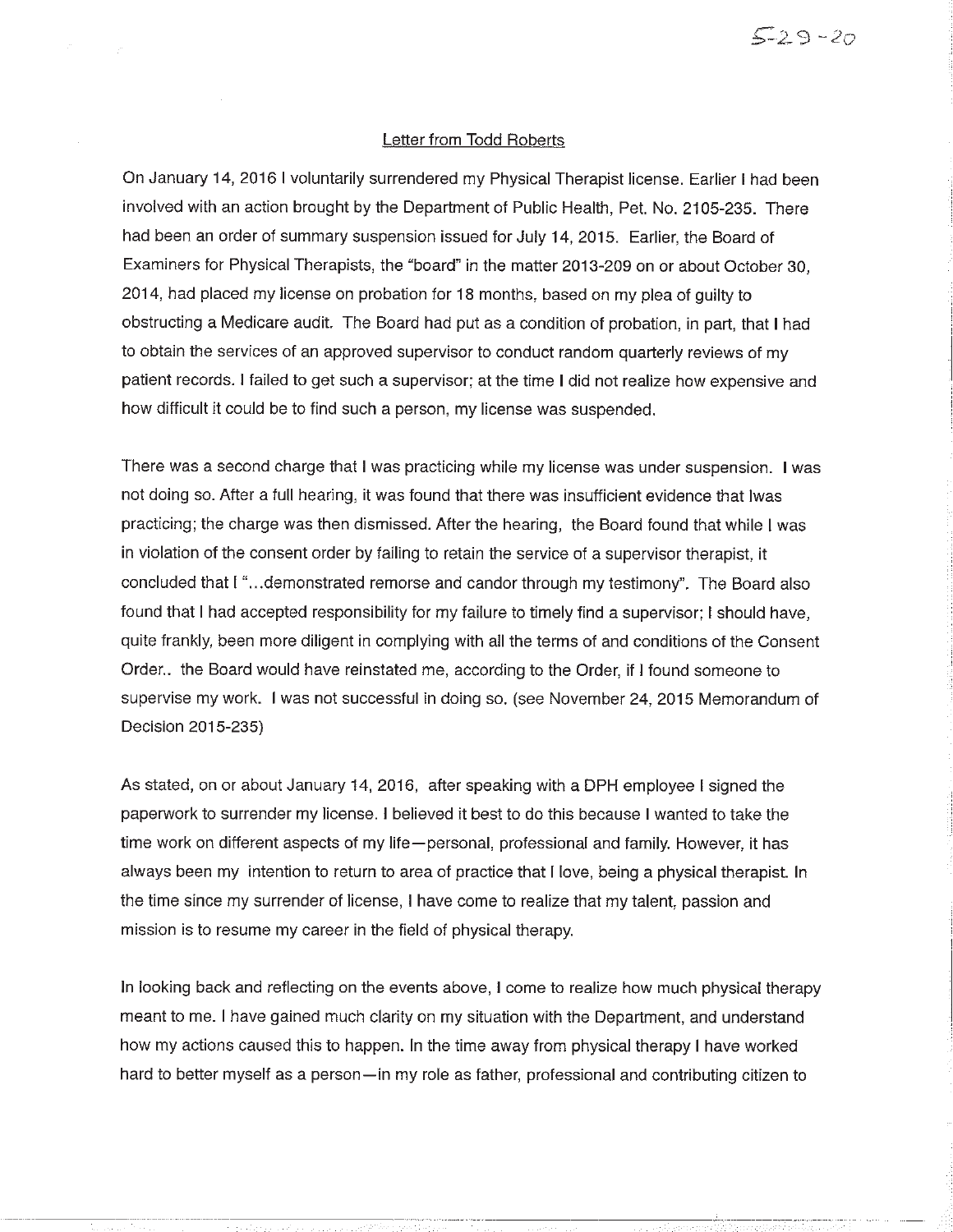5-29-20

Letter from Todd Roberts

On January 14, 2016 I voluntarily surrendered my Physical Therapist license. Earlier I had been involved with an action brought by the Department of Public Health, Pet. No. 2105-235. There had been an order of summary suspension issued for July 14, 2015. Earlier, the Board of Examiners for Physical Therapists, the "board" in the matter 2013-209 on or about October 30, 2014, had placed my license on probation for 18 months, based on my plea of guilty to obstructing a Medicare audit. The Board had put as a condition of probation, in part, that I had to obtain the services of an approved supervisor to conduct random quarterly reviews of my patient records. I failed to get such a supervisor; at the time I did not realize how expensive and how difficult it could be to find such a person, my license was suspended.

There was a second charge that I was practicing while my license was under suspension. I was not doing so. After a full hearing, it was found that there was insufficient evidence that Iwas practicing; the charge was then dismissed. After the hearing, the Board found that while I was in violation of the consent order by failing to retain the service of a supervisor therapist, it concluded that I "...demonstrated remorse and candor through my testimony". The Board also found that I had accepted responsibility for my failure to timely find a supervisor; I should have, quite frankly, been more diligent in complying with all the terms of and conditions of the Consent Order.. the Board would have reinstated me, according to the Order, if I found someone to supervise my work. I was not successful in doing so. (see November 24, 2015 Memorandum of Decision 2015-235)

As stated, on or about January 14, 2016, after speaking with a DPH employee I signed the paperwork to surrender my license. I believed it best to do this because I wanted to take the time work on different aspects of my life—personal, professional and family. However, it has always been my intention to return to area of practice that I love, being a physical therapist. In the time since my surrender of license, I have come to realize that my talent, passion and mission is to resume my career in the field of physical therapy.

In looking back and reflecting on the events above, I come to realize how much physical therapy meant to me. I have gained much clarity on my situation with the Department, and understand how my actions caused this to happen. In the time away from physical therapy I have worked hard to better myself as a person—in my role as father, professional and contributing citizen to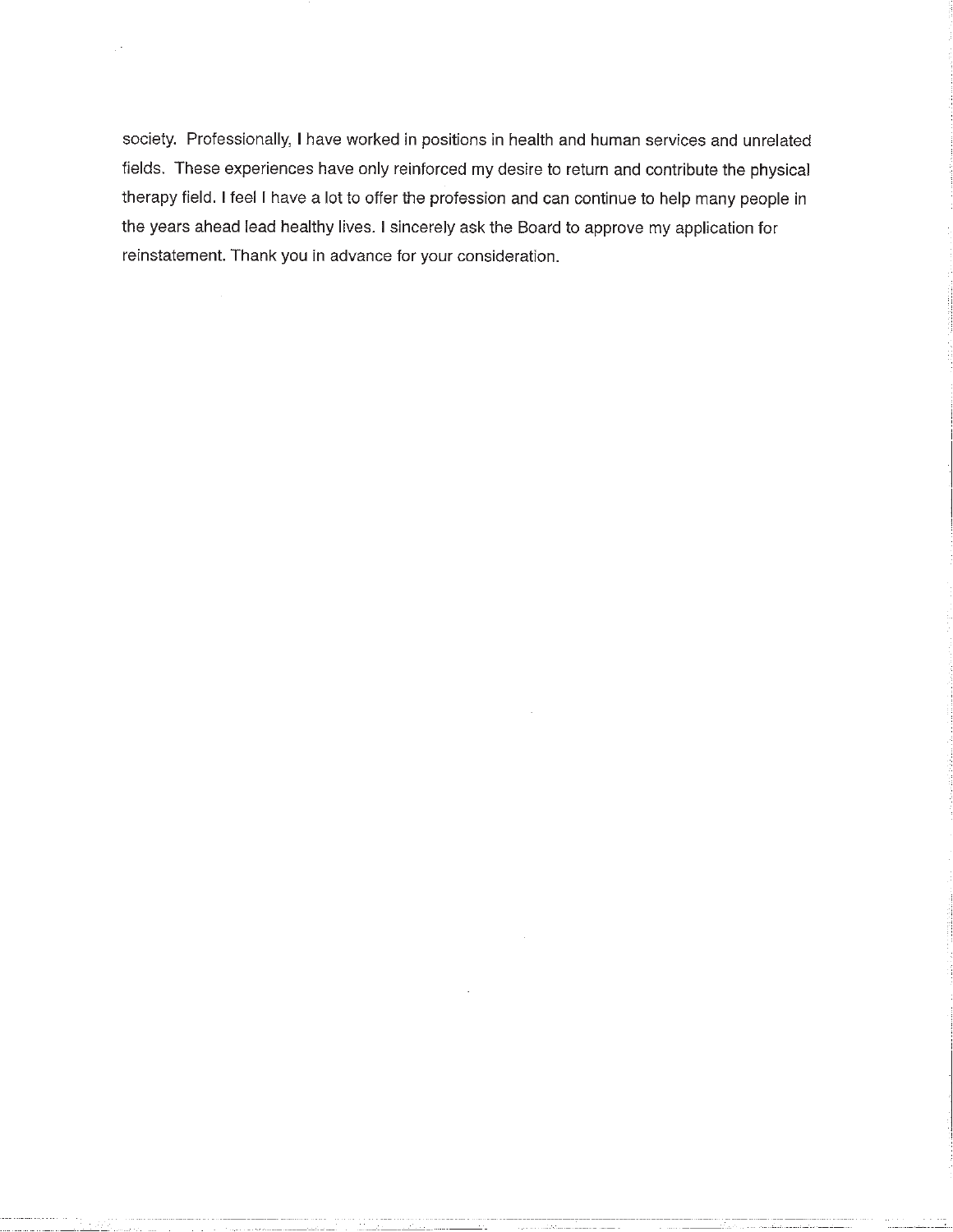society. Professionally, I have worked in positions in health and human services and unrelated fields. These experiences have only reinforced my desire to return and contribute the physical therapy field. I feel I have a lot to offer the profession and can continue to help many people in the years ahead lead healthy lives. I sincerely ask the Board to approve my application for reinstatement. Thank you in advance for your consideration.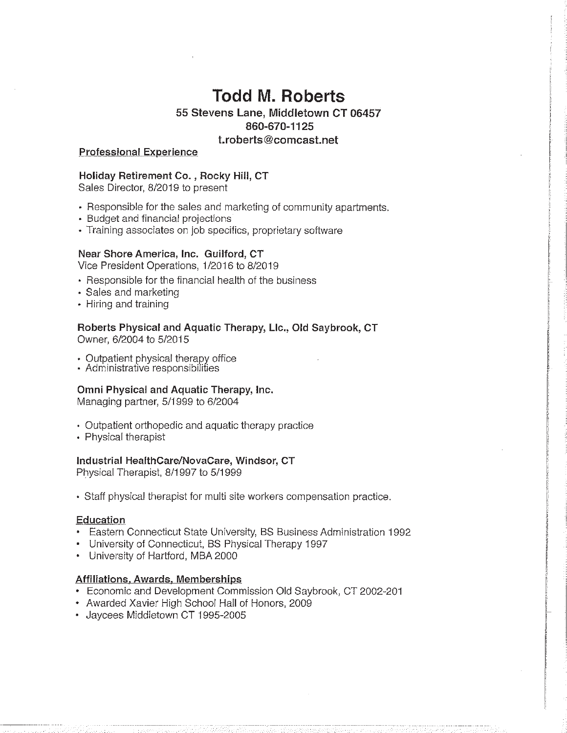# Todd M. Roberts

**55 Stevens Lane, Middletown CT 06457**
**860-670-1125**
**t.roberts@comcast.net**

## Professional Experience

**Holiday Retirement Co. , Rocky Hill, CT**
Sales Director, 8/2019 to present

- Responsible for the sales and marketing of community apartments.
- Budget and financial projections
- Training associates on job specifics, proprietary software

**Near Shore America, Inc. Guilford, CT**
Vice President Operations, 1/2016 to 8/2019

- Responsible for the financial health of the business
- Sales and marketing
- Hiring and training

**Roberts Physical and Aquatic Therapy, Llc., Old Saybrook, CT**
Owner, 6/2004 to 5/2015

- Outpatient physical therapy office
- Administrative responsibilities

**Omni Physical and Aquatic Therapy, Inc.**
Managing partner, 5/1999 to 6/2004

- Outpatient orthopedic and aquatic therapy practice
- Physical therapist

**Industrial HealthCare/NovaCare, Windsor, CT**
Physical Therapist, 8/1997 to 5/1999

- Staff physical therapist for multi site workers compensation practice.

## Education

- Eastern Connecticut State University, BS Business Administration 1992
- University of Connecticut, BS Physical Therapy 1997
- University of Hartford, MBA 2000

## Affiliations, Awards, Memberships

- Economic and Development Commission Old Saybrook, CT 2002-201
- Awarded Xavier High School Hall of Honors, 2009
- Jaycees Middletown CT 1995-2005